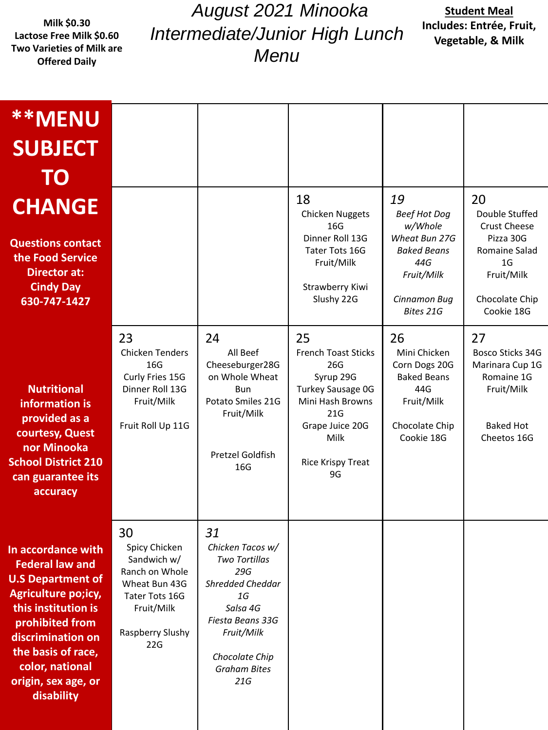Milk $0.30
Lactose Free Milk $0.60
Two Varieties of Milk are Offered Daily

# August 2021 Minooka Intermediate/Junior High Lunch Menu

**Student Meal**
**Includes: Entrée, Fruit, Vegetable, & Milk**

**\*\*MENU SUBJECT TO CHANGE**

**Questions contact the Food Service Director at: Cindy Day 630-747-1427**

**Nutritional information is provided as a courtesy, Quest nor Minooka School District 210 can guarantee its accuracy**

**In accordance with Federal law and U.S Department of Agriculture po;icy, this institution is prohibited from discrimination on the basis of race, color, national origin, sex age, or disability**

| | | | | |
|---|---|---|---|---|
| | | | | |
| | | 18<br>Chicken Nuggets 16G<br>Dinner Roll 13G<br>Tater Tots 16G<br>Fruit/Milk<br><br>Strawberry Kiwi Slushy 22G | *19*<br>*Beef Hot Dog w/Whole Wheat Bun 27G*<br>*Baked Beans 44G*<br>*Fruit/Milk*<br><br>*Cinnamon Bug Bites 21G* | 20<br>Double Stuffed Crust Cheese Pizza 30G<br>Romaine Salad 1G<br>Fruit/Milk<br><br>Chocolate Chip Cookie 18G |
| 23<br>Chicken Tenders 16G<br>Curly Fries 15G<br>Dinner Roll 13G<br>Fruit/Milk<br><br>Fruit Roll Up 11G | 24<br>All Beef Cheeseburger28G on Whole Wheat Bun<br>Potato Smiles 21G<br>Fruit/Milk<br><br>Pretzel Goldfish 16G | 25<br>French Toast Sticks 26G<br>Syrup 29G<br>Turkey Sausage 0G<br>Mini Hash Browns 21G<br>Grape Juice 20G<br>Milk<br><br>Rice Krispy Treat 9G | 26<br>Mini Chicken Corn Dogs 20G<br>Baked Beans 44G<br>Fruit/Milk<br><br>Chocolate Chip Cookie 18G | 27<br>Bosco Sticks 34G<br>Marinara Cup 1G<br>Romaine 1G<br>Fruit/Milk<br><br>Baked Hot Cheetos 16G |
| 30<br>Spicy Chicken Sandwich w/ Ranch on Whole Wheat Bun 43G<br>Tater Tots 16G<br>Fruit/Milk<br><br>Raspberry Slushy 22G | *31*<br>*Chicken Tacos w/ Two Tortillas 29G*<br>*Shredded Cheddar 1G*<br>*Salsa 4G*<br>*Fiesta Beans 33G*<br>*Fruit/Milk*<br><br>*Chocolate Chip Graham Bites 21G* | | | |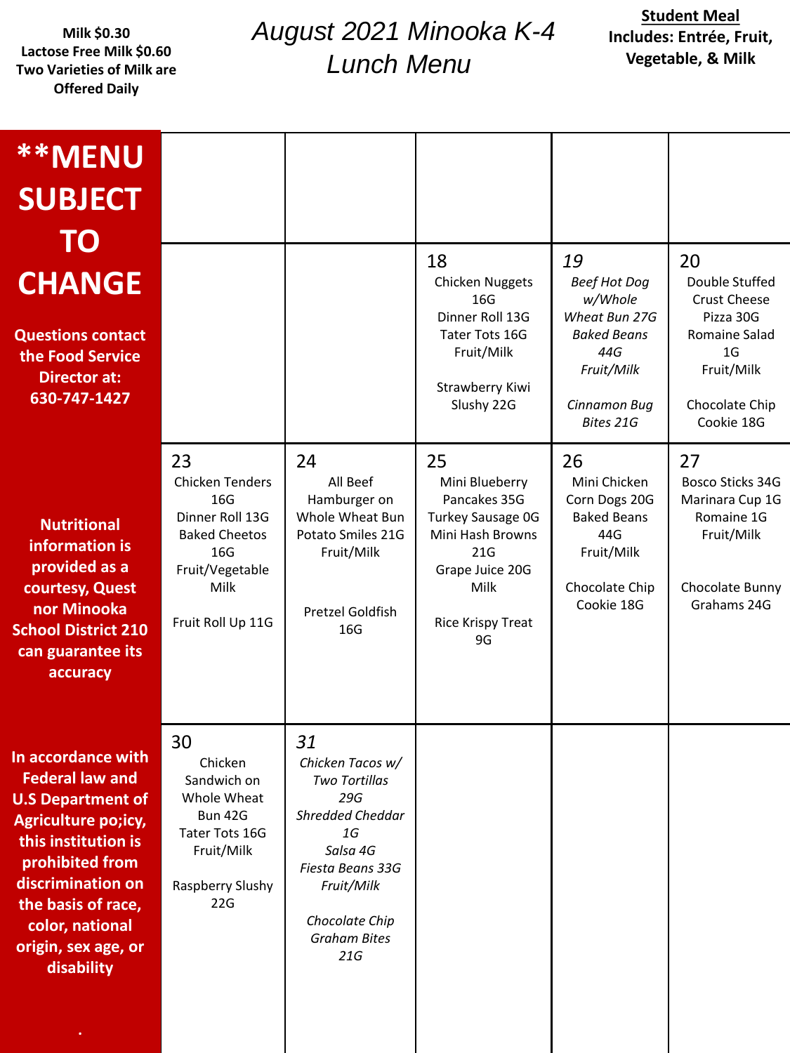Milk $0.30
Lactose Free Milk $0.60
Two Varieties of Milk are Offered Daily

# August 2021 Minooka K-4 Lunch Menu

**Student Meal**
**Includes: Entrée, Fruit, Vegetable, & Milk**

**\*\*MENU SUBJECT TO CHANGE**

**Questions contact the Food Service Director at: 630-747-1427**

| | | | | |
|---|---|---|---|---|
| | | | | |
| | | 18<br>Chicken Nuggets 16G<br>Dinner Roll 13G<br>Tater Tots 16G<br>Fruit/Milk<br><br>Strawberry Kiwi Slushy 22G | *19*<br>*Beef Hot Dog w/Whole Wheat Bun 27G*<br>*Baked Beans 44G*<br>*Fruit/Milk*<br><br>*Cinnamon Bug Bites 21G* | 20<br>Double Stuffed Crust Cheese Pizza 30G<br>Romaine Salad 1G<br>Fruit/Milk<br><br>Chocolate Chip Cookie 18G |
| 23<br>Chicken Tenders 16G<br>Dinner Roll 13G<br>Baked Cheetos 16G<br>Fruit/Vegetable<br>Milk<br><br>Fruit Roll Up 11G | 24<br>All Beef Hamburger on Whole Wheat Bun<br>Potato Smiles 21G<br>Fruit/Milk<br><br>Pretzel Goldfish 16G | 25<br>Mini Blueberry Pancakes 35G<br>Turkey Sausage 0G<br>Mini Hash Browns 21G<br>Grape Juice 20G<br>Milk<br><br>Rice Krispy Treat 9G | 26<br>Mini Chicken Corn Dogs 20G<br>Baked Beans 44G<br>Fruit/Milk<br><br>Chocolate Chip Cookie 18G | 27<br>Bosco Sticks 34G<br>Marinara Cup 1G<br>Romaine 1G<br>Fruit/Milk<br><br>Chocolate Bunny Grahams 24G |
| 30<br>Chicken Sandwich on Whole Wheat Bun 42G<br>Tater Tots 16G<br>Fruit/Milk<br><br>Raspberry Slushy 22G | *31*<br>*Chicken Tacos w/ Two Tortillas 29G*<br>*Shredded Cheddar 1G*<br>*Salsa 4G*<br>*Fiesta Beans 33G*<br>*Fruit/Milk*<br><br>*Chocolate Chip Graham Bites 21G* | | | |

**Nutritional information is provided as a courtesy, Quest nor Minooka School District 210 can guarantee its accuracy**

**In accordance with Federal law and U.S Department of Agriculture po;icy, this institution is prohibited from discrimination on the basis of race, color, national origin, sex age, or disability**